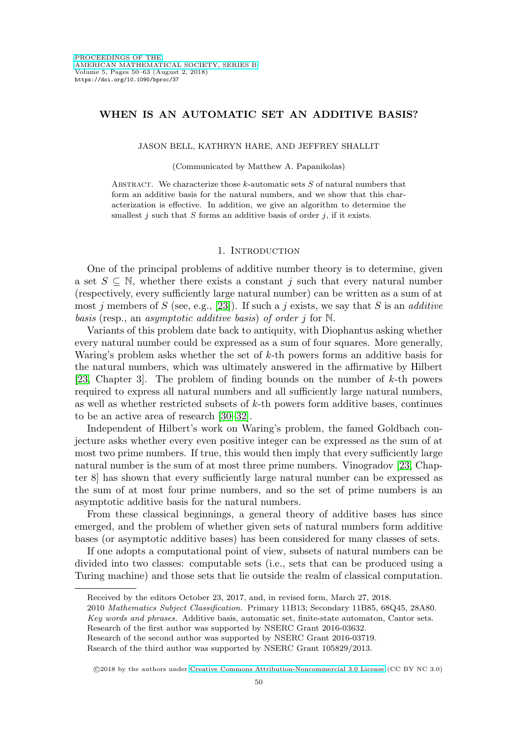# WHEN IS AN AUTOMATIC SET AN ADDITIVE BASIS?

JASON BELL, KATHRYN HARE, AND JEFFREY SHALLIT

(Communicated by Matthew A. Papanikolas)

Abstract. We characterize those $k$-automatic sets $S$ of natural numbers that form an additive basis for the natural numbers, and we show that this characterization is effective. In addition, we give an algorithm to determine the smallest $j$ such that $S$ forms an additive basis of order $j$, if it exists.

## 1. Introduction

One of the principal problems of additive number theory is to determine, given a set $S \subseteq \mathbb{N}$, whether there exists a constant $j$ such that every natural number (respectively, every sufficiently large natural number) can be written as a sum of at most $j$ members of $S$ (see, e.g., [23]). If such a $j$ exists, we say that $S$ is an *additive basis* (resp., an *asymptotic additive basis*) *of order* $j$ for $\mathbb{N}$.

Variants of this problem date back to antiquity, with Diophantus asking whether every natural number could be expressed as a sum of four squares. More generally, Waring's problem asks whether the set of $k$-th powers forms an additive basis for the natural numbers, which was ultimately answered in the affirmative by Hilbert [23, Chapter 3]. The problem of finding bounds on the number of $k$-th powers required to express all natural numbers and all sufficiently large natural numbers, as well as whether restricted subsets of $k$-th powers form additive bases, continues to be an active area of research [30–32].

Independent of Hilbert's work on Waring's problem, the famed Goldbach conjecture asks whether every even positive integer can be expressed as the sum of at most two prime numbers. If true, this would then imply that every sufficiently large natural number is the sum of at most three prime numbers. Vinogradov [23, Chapter 8] has shown that every sufficiently large natural number can be expressed as the sum of at most four prime numbers, and so the set of prime numbers is an asymptotic additive basis for the natural numbers.

From these classical beginnings, a general theory of additive bases has since emerged, and the problem of whether given sets of natural numbers form additive bases (or asymptotic additive bases) has been considered for many classes of sets.

If one adopts a computational point of view, subsets of natural numbers can be divided into two classes: computable sets (i.e., sets that can be produced using a Turing machine) and those sets that lie outside the realm of classical computation.

---

Received by the editors October 23, 2017, and, in revised form, March 27, 2018.

2010 *Mathematics Subject Classification.* Primary 11B13; Secondary 11B85, 68Q45, 28A80.

*Key words and phrases.* Additive basis, automatic set, finite-state automaton, Cantor sets.

Research of the first author was supported by NSERC Grant 2016-03632.

Research of the second author was supported by NSERC Grant 2016-03719.

Rsearch of the third author was supported by NSERC Grant 105829/2013.

©2018 by the authors under Creative Commons Attribution-Noncommercial 3.0 License (CC BY NC 3.0)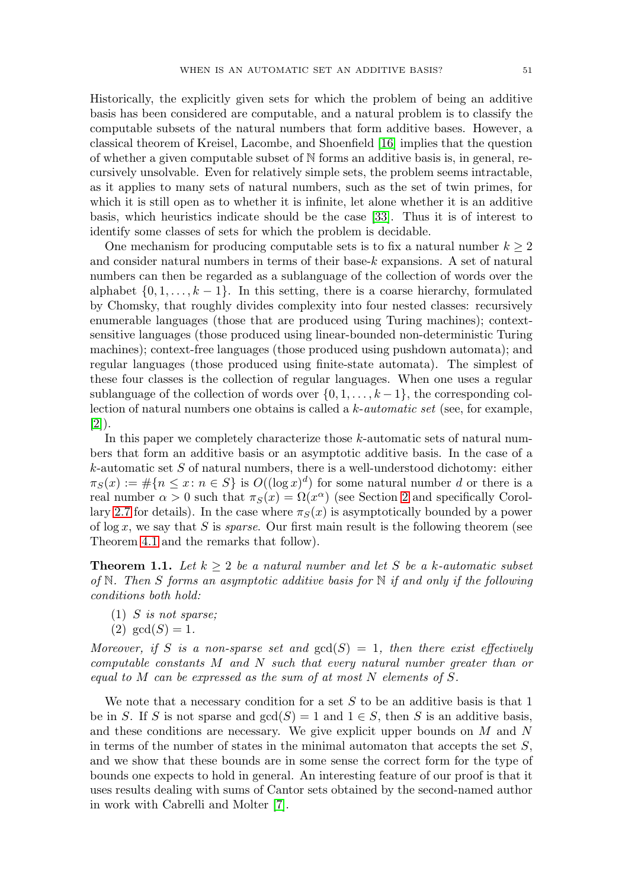Historically, the explicitly given sets for which the problem of being an additive basis has been considered are computable, and a natural problem is to classify the computable subsets of the natural numbers that form additive bases. However, a classical theorem of Kreisel, Lacombe, and Shoenfield [16] implies that the question of whether a given computable subset of $\mathbb{N}$ forms an additive basis is, in general, recursively unsolvable. Even for relatively simple sets, the problem seems intractable, as it applies to many sets of natural numbers, such as the set of twin primes, for which it is still open as to whether it is infinite, let alone whether it is an additive basis, which heuristics indicate should be the case [33]. Thus it is of interest to identify some classes of sets for which the problem is decidable.

One mechanism for producing computable sets is to fix a natural number $k \geq 2$ and consider natural numbers in terms of their base-$k$ expansions. A set of natural numbers can then be regarded as a sublanguage of the collection of words over the alphabet $\{0, 1, \ldots, k-1\}$. In this setting, there is a coarse hierarchy, formulated by Chomsky, that roughly divides complexity into four nested classes: recursively enumerable languages (those that are produced using Turing machines); context-sensitive languages (those produced using linear-bounded non-deterministic Turing machines); context-free languages (those produced using pushdown automata); and regular languages (those produced using finite-state automata). The simplest of these four classes is the collection of regular languages. When one uses a regular sublanguage of the collection of words over $\{0, 1, \ldots, k-1\}$, the corresponding collection of natural numbers one obtains is called a *$k$-automatic set* (see, for example, [2]).

In this paper we completely characterize those $k$-automatic sets of natural numbers that form an additive basis or an asymptotic additive basis. In the case of a $k$-automatic set $S$ of natural numbers, there is a well-understood dichotomy: either $\pi_S(x) := \#\{n \leq x : n \in S\}$ is $O((\log x)^d)$ for some natural number $d$ or there is a real number $\alpha > 0$ such that $\pi_S(x) = \Omega(x^\alpha)$ (see Section 2 and specifically Corollary 2.7 for details). In the case where $\pi_S(x)$ is asymptotically bounded by a power of $\log x$, we say that $S$ is *sparse*. Our first main result is the following theorem (see Theorem 4.1 and the remarks that follow).

**Theorem 1.1.** *Let $k \geq 2$ be a natural number and let $S$ be a $k$-automatic subset of $\mathbb{N}$. Then $S$ forms an asymptotic additive basis for $\mathbb{N}$ if and only if the following conditions both hold:*

(1) *$S$ is not sparse;*
(2) *$\gcd(S) = 1$.*

*Moreover, if $S$ is a non-sparse set and $\gcd(S) = 1$, then there exist effectively computable constants $M$ and $N$ such that every natural number greater than or equal to $M$ can be expressed as the sum of at most $N$ elements of $S$.*

We note that a necessary condition for a set $S$ to be an additive basis is that 1 be in $S$. If $S$ is not sparse and $\gcd(S) = 1$ and $1 \in S$, then $S$ is an additive basis, and these conditions are necessary. We give explicit upper bounds on $M$ and $N$ in terms of the number of states in the minimal automaton that accepts the set $S$, and we show that these bounds are in some sense the correct form for the type of bounds one expects to hold in general. An interesting feature of our proof is that it uses results dealing with sums of Cantor sets obtained by the second-named author in work with Cabrelli and Molter [7].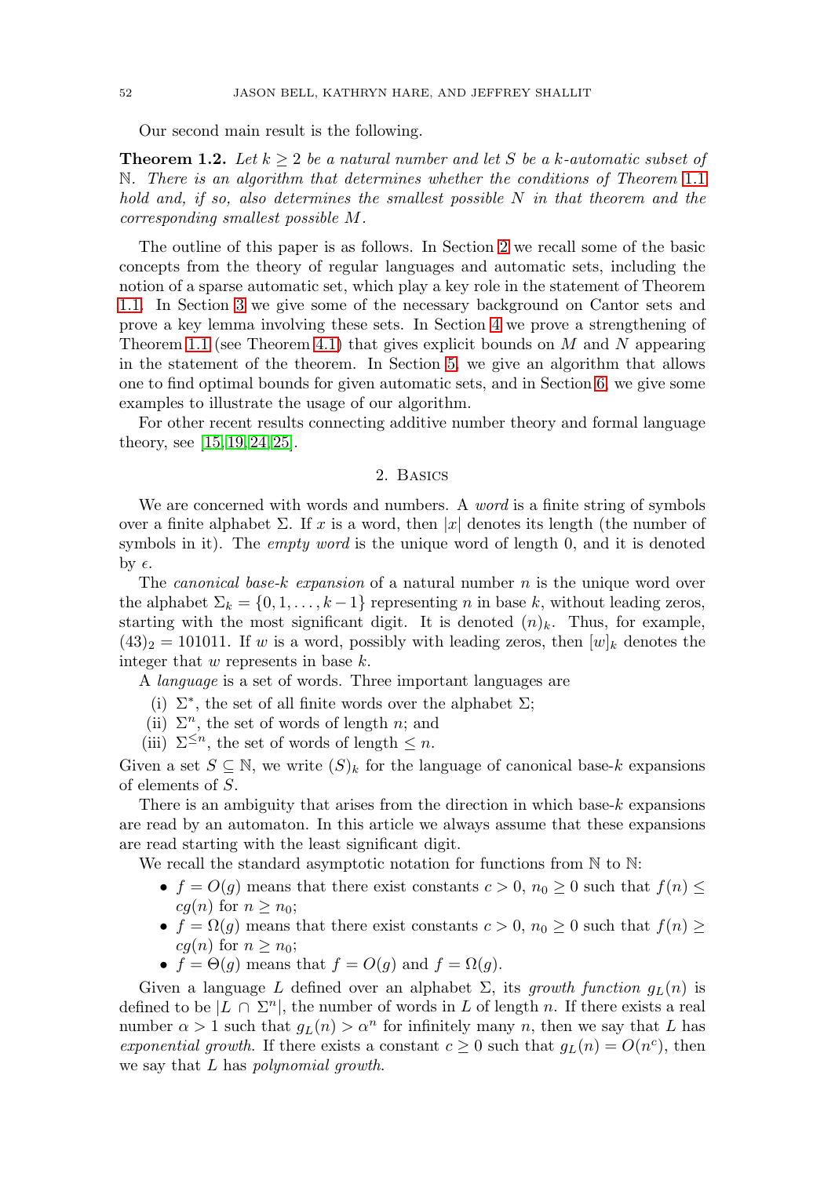Our second main result is the following.

**Theorem 1.2.** *Let $k \geq 2$ be a natural number and let $S$ be a $k$-automatic subset of $\mathbb{N}$. There is an algorithm that determines whether the conditions of Theorem 1.1 hold and, if so, also determines the smallest possible $N$ in that theorem and the corresponding smallest possible $M$.*

The outline of this paper is as follows. In Section 2 we recall some of the basic concepts from the theory of regular languages and automatic sets, including the notion of a sparse automatic set, which play a key role in the statement of Theorem 1.1. In Section 3 we give some of the necessary background on Cantor sets and prove a key lemma involving these sets. In Section 4 we prove a strengthening of Theorem 1.1 (see Theorem 4.1) that gives explicit bounds on $M$ and $N$ appearing in the statement of the theorem. In Section 5, we give an algorithm that allows one to find optimal bounds for given automatic sets, and in Section 6, we give some examples to illustrate the usage of our algorithm.

For other recent results connecting additive number theory and formal language theory, see [15, 19, 24, 25].

## 2. Basics

We are concerned with words and numbers. A *word* is a finite string of symbols over a finite alphabet $\Sigma$. If $x$ is a word, then $|x|$ denotes its length (the number of symbols in it). The *empty word* is the unique word of length 0, and it is denoted by $\epsilon$.

The *canonical base-$k$ expansion* of a natural number $n$ is the unique word over the alphabet $\Sigma_k = \{0, 1, \ldots, k-1\}$ representing $n$ in base $k$, without leading zeros, starting with the most significant digit. It is denoted $(n)_k$. Thus, for example, $(43)_2 = 101011$. If $w$ is a word, possibly with leading zeros, then $[w]_k$ denotes the integer that $w$ represents in base $k$.

A *language* is a set of words. Three important languages are

(i) $\Sigma^*$, the set of all finite words over the alphabet $\Sigma$;
(ii) $\Sigma^n$, the set of words of length $n$; and
(iii) $\Sigma^{\leq n}$, the set of words of length $\leq n$.

Given a set $S \subseteq \mathbb{N}$, we write $(S)_k$ for the language of canonical base-$k$ expansions of elements of $S$.

There is an ambiguity that arises from the direction in which base-$k$ expansions are read by an automaton. In this article we always assume that these expansions are read starting with the least significant digit.

We recall the standard asymptotic notation for functions from $\mathbb{N}$ to $\mathbb{N}$:

- $f = O(g)$ means that there exist constants $c > 0$, $n_0 \geq 0$ such that $f(n) \leq cg(n)$ for $n \geq n_0$;
- $f = \Omega(g)$ means that there exist constants $c > 0$, $n_0 \geq 0$ such that $f(n) \geq cg(n)$ for $n \geq n_0$;
- $f = \Theta(g)$ means that $f = O(g)$ and $f = \Omega(g)$.

Given a language $L$ defined over an alphabet $\Sigma$, its *growth function* $g_L(n)$ is defined to be $|L \cap \Sigma^n|$, the number of words in $L$ of length $n$. If there exists a real number $\alpha > 1$ such that $g_L(n) > \alpha^n$ for infinitely many $n$, then we say that $L$ has *exponential growth*. If there exists a constant $c \geq 0$ such that $g_L(n) = O(n^c)$, then we say that $L$ has *polynomial growth*.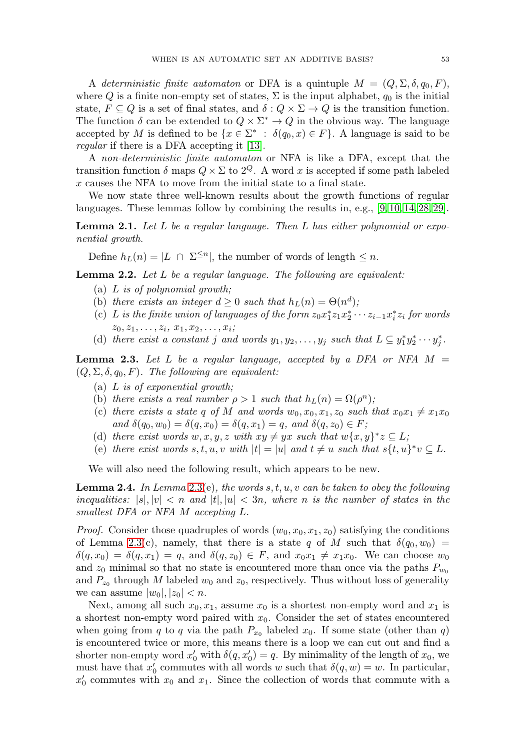A *deterministic finite automaton* or DFA is a quintuple $M = (Q, \Sigma, \delta, q_0, F)$, where $Q$ is a finite non-empty set of states, $\Sigma$ is the input alphabet, $q_0$ is the initial state, $F \subseteq Q$ is a set of final states, and $\delta : Q \times \Sigma \to Q$ is the transition function. The function $\delta$ can be extended to $Q \times \Sigma^* \to Q$ in the obvious way. The language accepted by $M$ is defined to be $\{x \in \Sigma^* \ : \ \delta(q_0, x) \in F\}$. A language is said to be *regular* if there is a DFA accepting it [13].

A *non-deterministic finite automaton* or NFA is like a DFA, except that the transition function $\delta$ maps $Q \times \Sigma$ to $2^Q$. A word $x$ is accepted if some path labeled $x$ causes the NFA to move from the initial state to a final state.

We now state three well-known results about the growth functions of regular languages. These lemmas follow by combining the results in, e.g., [9, 10, 14, 28, 29].

**Lemma 2.1.** *Let $L$ be a regular language. Then $L$ has either polynomial or exponential growth.*

Define $h_L(n) = |L \ \cap \ \Sigma^{\leq n}|$, the number of words of length $\leq n$.

**Lemma 2.2.** *Let $L$ be a regular language. The following are equivalent:*

(a) *$L$ is of polynomial growth;*
(b) *there exists an integer $d \geq 0$ such that $h_L(n) = \Theta(n^d)$;*
(c) *$L$ is the finite union of languages of the form $z_0 x_1^* z_1 x_2^* \cdots z_{i-1} x_i^* z_i$ for words $z_0, z_1, \ldots, z_i,\ x_1, x_2, \ldots, x_i$;*
(d) *there exist a constant $j$ and words $y_1, y_2, \ldots, y_j$ such that $L \subseteq y_1^* y_2^* \cdots y_j^*$.*

**Lemma 2.3.** *Let $L$ be a regular language, accepted by a DFA or NFA $M = (Q, \Sigma, \delta, q_0, F)$. The following are equivalent:*

(a) *$L$ is of exponential growth;*
(b) *there exists a real number $\rho > 1$ such that $h_L(n) = \Omega(\rho^n)$;*
(c) *there exists a state $q$ of $M$ and words $w_0, x_0, x_1, z_0$ such that $x_0 x_1 \neq x_1 x_0$ and $\delta(q_0, w_0) = \delta(q, x_0) = \delta(q, x_1) = q$, and $\delta(q, z_0) \in F$;*
(d) *there exist words $w, x, y, z$ with $xy \neq yx$ such that $w\{x, y\}^* z \subseteq L$;*
(e) *there exist words $s, t, u, v$ with $|t| = |u|$ and $t \neq u$ such that $s\{t, u\}^* v \subseteq L$.*

We will also need the following result, which appears to be new.

**Lemma 2.4.** *In Lemma 2.3(e), the words $s, t, u, v$ can be taken to obey the following inequalities: $|s|, |v| < n$ and $|t|, |u| < 3n$, where $n$ is the number of states in the smallest DFA or NFA $M$ accepting $L$.*

*Proof.* Consider those quadruples of words $(w_0, x_0, x_1, z_0)$ satisfying the conditions of Lemma 2.3(c), namely, that there is a state $q$ of $M$ such that $\delta(q_0, w_0) = \delta(q, x_0) = \delta(q, x_1) = q$, and $\delta(q, z_0) \in F$, and $x_0 x_1 \neq x_1 x_0$. We can choose $w_0$ and $z_0$ minimal so that no state is encountered more than once via the paths $P_{w_0}$ and $P_{z_0}$ through $M$ labeled $w_0$ and $z_0$, respectively. Thus without loss of generality we can assume $|w_0|, |z_0| < n$.

Next, among all such $x_0, x_1$, assume $x_0$ is a shortest non-empty word and $x_1$ is a shortest non-empty word paired with $x_0$. Consider the set of states encountered when going from $q$ to $q$ via the path $P_{x_0}$ labeled $x_0$. If some state (other than $q$) is encountered twice or more, this means there is a loop we can cut out and find a shorter non-empty word $x_0'$ with $\delta(q, x_0') = q$. By minimality of the length of $x_0$, we must have that $x_0'$ commutes with all words $w$ such that $\delta(q, w) = w$. In particular, $x_0'$ commutes with $x_0$ and $x_1$. Since the collection of words that commute with a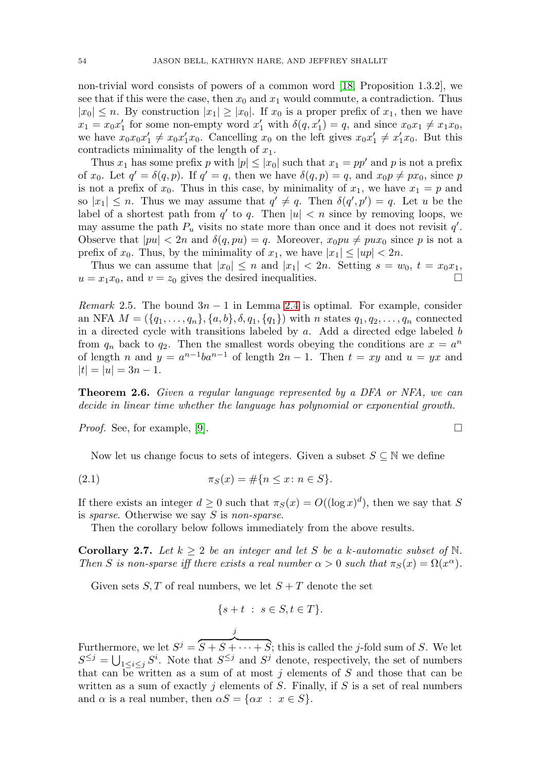non-trivial word consists of powers of a common word [18, Proposition 1.3.2], we see that if this were the case, then $x_0$ and $x_1$ would commute, a contradiction. Thus $|x_0| \le n$. By construction $|x_1| \ge |x_0|$. If $x_0$ is a proper prefix of $x_1$, then we have $x_1 = x_0 x_1'$ for some non-empty word $x_1'$ with $\delta(q, x_1') = q$, and since $x_0 x_1 \ne x_1 x_0$, we have $x_0 x_0 x_1' \ne x_0 x_1' x_0$. Cancelling $x_0$ on the left gives $x_0 x_1' \ne x_1' x_0$. But this contradicts minimality of the length of $x_1$.

Thus $x_1$ has some prefix $p$ with $|p| \le |x_0|$ such that $x_1 = pp'$ and $p$ is not a prefix of $x_0$. Let $q' = \delta(q, p)$. If $q' = q$, then we have $\delta(q, p) = q$, and $x_0 p \ne p x_0$, since $p$ is not a prefix of $x_0$. Thus in this case, by minimality of $x_1$, we have $x_1 = p$ and so $|x_1| \le n$. Thus we may assume that $q' \ne q$. Then $\delta(q', p') = q$. Let $u$ be the label of a shortest path from $q'$ to $q$. Then $|u| < n$ since by removing loops, we may assume the path $P_u$ visits no state more than once and it does not revisit $q'$. Observe that $|pu| < 2n$ and $\delta(q, pu) = q$. Moreover, $x_0 pu \ne pu x_0$ since $p$ is not a prefix of $x_0$. Thus, by the minimality of $x_1$, we have $|x_1| \le |up| < 2n$.

Thus we can assume that $|x_0| \le n$ and $|x_1| < 2n$. Setting $s = w_0$, $t = x_0 x_1$, $u = x_1 x_0$, and $v = z_0$ gives the desired inequalities. □

*Remark* 2.5. The bound $3n-1$ in Lemma 2.4 is optimal. For example, consider an NFA $M = (\{q_1, \ldots, q_n\}, \{a, b\}, \delta, q_1, \{q_1\})$ with $n$ states $q_1, q_2, \ldots, q_n$ connected in a directed cycle with transitions labeled by $a$. Add a directed edge labeled $b$ from $q_n$ back to $q_2$. Then the smallest words obeying the conditions are $x = a^n$ of length $n$ and $y = a^{n-1} b a^{n-1}$ of length $2n-1$. Then $t = xy$ and $u = yx$ and $|t| = |u| = 3n-1$.

**Theorem 2.6.** *Given a regular language represented by a DFA or NFA, we can decide in linear time whether the language has polynomial or exponential growth.*

*Proof.* See, for example, [9]. □

Now let us change focus to sets of integers. Given a subset $S \subseteq \mathbb{N}$ we define

$$\pi_S(x) = \#\{n \le x \colon n \in S\}. \tag{2.1}$$

If there exists an integer $d \ge 0$ such that $\pi_S(x) = O((\log x)^d)$, then we say that $S$ is *sparse*. Otherwise we say $S$ is *non-sparse*.

Then the corollary below follows immediately from the above results.

**Corollary 2.7.** *Let $k \ge 2$ be an integer and let $S$ be a $k$-automatic subset of $\mathbb{N}$. Then $S$ is non-sparse iff there exists a real number $\alpha > 0$ such that $\pi_S(x) = \Omega(x^\alpha)$.*

Given sets $S, T$ of real numbers, we let $S + T$ denote the set

$$\{s + t \ : \ s \in S, t \in T\}.$$

Furthermore, we let $S^j = \overbrace{S + S + \cdots + S}^{j}$; this is called the $j$-fold sum of $S$. We let $S^{\le j} = \bigcup_{1 \le i \le j} S^i$. Note that $S^{\le j}$ and $S^j$ denote, respectively, the set of numbers that can be written as a sum of at most $j$ elements of $S$ and those that can be written as a sum of exactly $j$ elements of $S$. Finally, if $S$ is a set of real numbers and $\alpha$ is a real number, then $\alpha S = \{\alpha x \ : \ x \in S\}$.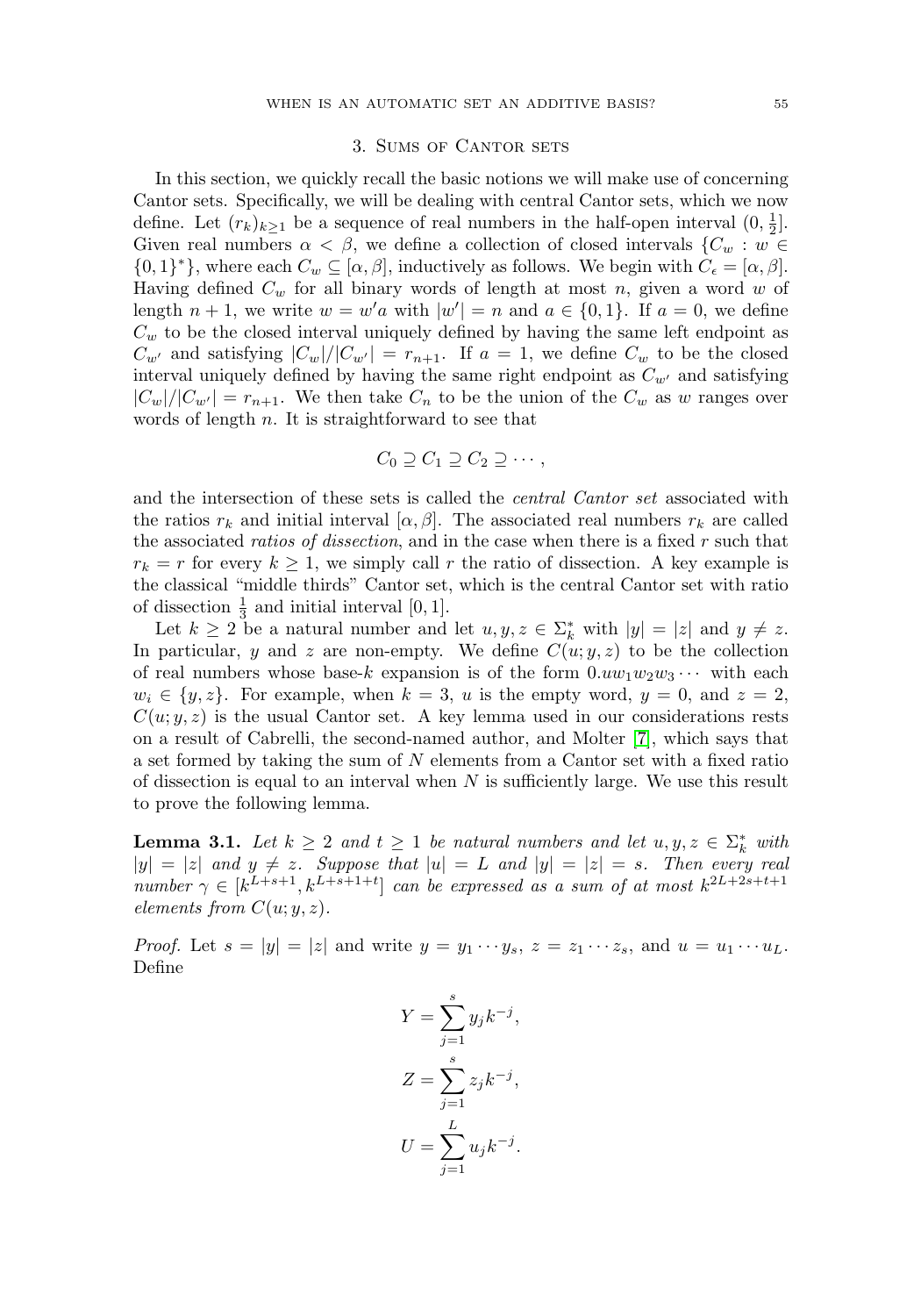## 3. Sums of Cantor sets

In this section, we quickly recall the basic notions we will make use of concerning Cantor sets. Specifically, we will be dealing with central Cantor sets, which we now define. Let $(r_k)_{k\geq 1}$ be a sequence of real numbers in the half-open interval $(0, \frac{1}{2}]$. Given real numbers $\alpha < \beta$, we define a collection of closed intervals $\{C_w : w \in \{0,1\}^*\}$, where each $C_w \subseteq [\alpha, \beta]$, inductively as follows. We begin with $C_\epsilon = [\alpha, \beta]$. Having defined $C_w$ for all binary words of length at most $n$, given a word $w$ of length $n+1$, we write $w = w'a$ with $|w'| = n$ and $a \in \{0,1\}$. If $a = 0$, we define $C_w$ to be the closed interval uniquely defined by having the same left endpoint as $C_{w'}$ and satisfying $|C_w|/|C_{w'}| = r_{n+1}$. If $a = 1$, we define $C_w$ to be the closed interval uniquely defined by having the same right endpoint as $C_{w'}$ and satisfying $|C_w|/|C_{w'}| = r_{n+1}$. We then take $C_n$ to be the union of the $C_w$ as $w$ ranges over words of length $n$. It is straightforward to see that

$$C_0 \supseteq C_1 \supseteq C_2 \supseteq \cdots,$$

and the intersection of these sets is called the *central Cantor set* associated with the ratios $r_k$ and initial interval $[\alpha, \beta]$. The associated real numbers $r_k$ are called the associated *ratios of dissection*, and in the case when there is a fixed $r$ such that $r_k = r$ for every $k \geq 1$, we simply call $r$ the ratio of dissection. A key example is the classical "middle thirds" Cantor set, which is the central Cantor set with ratio of dissection $\frac{1}{3}$ and initial interval $[0,1]$.

Let $k \geq 2$ be a natural number and let $u, y, z \in \Sigma_k^*$ with $|y| = |z|$ and $y \neq z$. In particular, $y$ and $z$ are non-empty. We define $C(u; y, z)$ to be the collection of real numbers whose base-$k$ expansion is of the form $0.uw_1w_2w_3\cdots$ with each $w_i \in \{y, z\}$. For example, when $k = 3$, $u$ is the empty word, $y = 0$, and $z = 2$, $C(u; y, z)$ is the usual Cantor set. A key lemma used in our considerations rests on a result of Cabrelli, the second-named author, and Molter [7], which says that a set formed by taking the sum of $N$ elements from a Cantor set with a fixed ratio of dissection is equal to an interval when $N$ is sufficiently large. We use this result to prove the following lemma.

**Lemma 3.1.** *Let $k \geq 2$ and $t \geq 1$ be natural numbers and let $u, y, z \in \Sigma_k^*$ with $|y| = |z|$ and $y \neq z$. Suppose that $|u| = L$ and $|y| = |z| = s$. Then every real number $\gamma \in [k^{L+s+1}, k^{L+s+1+t}]$ can be expressed as a sum of at most $k^{2L+2s+t+1}$ elements from $C(u; y, z)$.*

*Proof.* Let $s = |y| = |z|$ and write $y = y_1 \cdots y_s$, $z = z_1 \cdots z_s$, and $u = u_1 \cdots u_L$. Define

$$Y = \sum_{j=1}^{s} y_j k^{-j},$$

$$Z = \sum_{j=1}^{s} z_j k^{-j},$$

$$U = \sum_{j=1}^{L} u_j k^{-j}.$$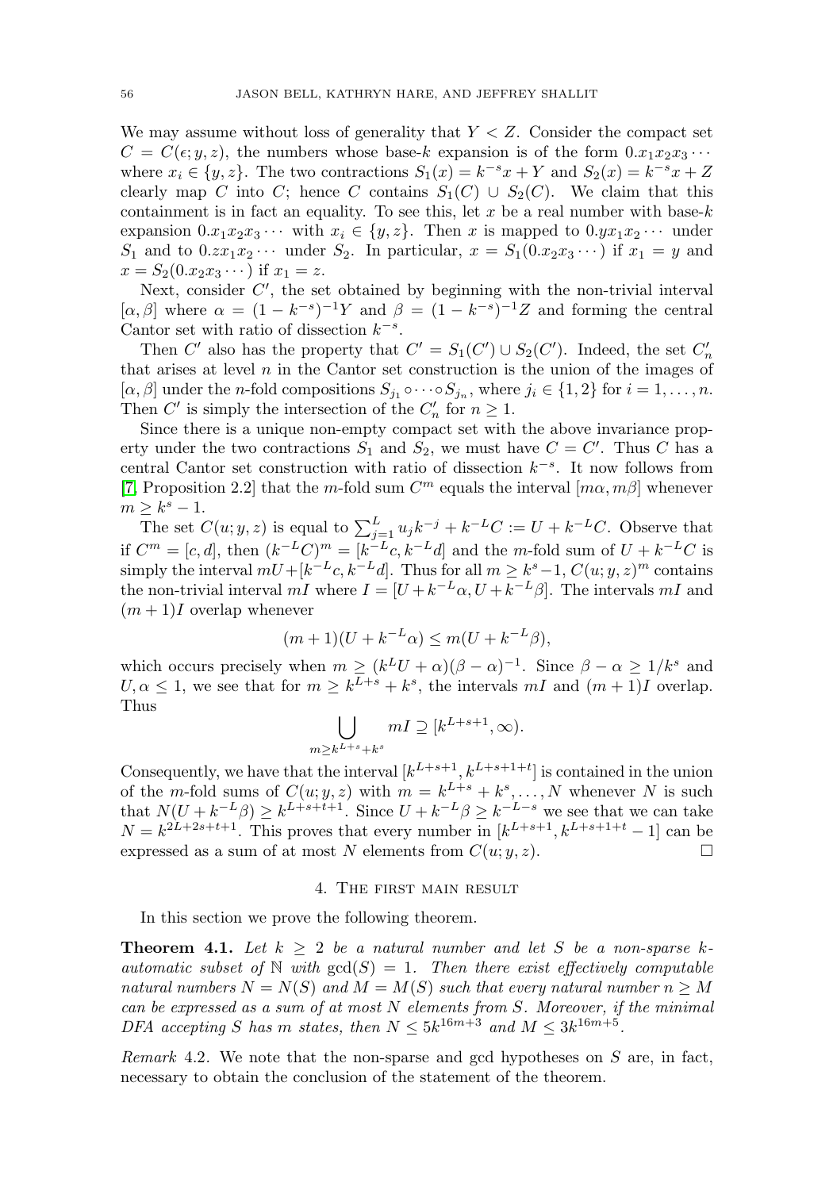We may assume without loss of generality that $Y < Z$. Consider the compact set $C = C(\epsilon; y, z)$, the numbers whose base-$k$ expansion is of the form $0.x_1x_2x_3\cdots$ where $x_i \in \{y, z\}$. The two contractions $S_1(x) = k^{-s}x + Y$ and $S_2(x) = k^{-s}x + Z$ clearly map $C$ into $C$; hence $C$ contains $S_1(C) \cup S_2(C)$. We claim that this containment is in fact an equality. To see this, let $x$ be a real number with base-$k$ expansion $0.x_1x_2x_3\cdots$ with $x_i \in \{y, z\}$. Then $x$ is mapped to $0.yx_1x_2\cdots$ under $S_1$ and to $0.zx_1x_2\cdots$ under $S_2$. In particular, $x = S_1(0.x_2x_3\cdots)$ if $x_1 = y$ and $x = S_2(0.x_2x_3\cdots)$ if $x_1 = z$.

Next, consider $C'$, the set obtained by beginning with the non-trivial interval $[\alpha, \beta]$ where $\alpha = (1 - k^{-s})^{-1}Y$ and $\beta = (1 - k^{-s})^{-1}Z$ and forming the central Cantor set with ratio of dissection $k^{-s}$.

Then $C'$ also has the property that $C' = S_1(C') \cup S_2(C')$. Indeed, the set $C'_n$ that arises at level $n$ in the Cantor set construction is the union of the images of $[\alpha, \beta]$ under the $n$-fold compositions $S_{j_1} \circ \cdots \circ S_{j_n}$, where $j_i \in \{1, 2\}$ for $i = 1, \ldots, n$. Then $C'$ is simply the intersection of the $C'_n$ for $n \geq 1$.

Since there is a unique non-empty compact set with the above invariance property under the two contractions $S_1$ and $S_2$, we must have $C = C'$. Thus $C$ has a central Cantor set construction with ratio of dissection $k^{-s}$. It now follows from [7, Proposition 2.2] that the $m$-fold sum $C^m$ equals the interval $[m\alpha, m\beta]$ whenever $m \geq k^s - 1$.

The set $C(u; y, z)$ is equal to $\sum_{j=1}^{L} u_j k^{-j} + k^{-L}C := U + k^{-L}C$. Observe that if $C^m = [c, d]$, then $(k^{-L}C)^m = [k^{-L}c, k^{-L}d]$ and the $m$-fold sum of $U + k^{-L}C$ is simply the interval $mU + [k^{-L}c, k^{-L}d]$. Thus for all $m \geq k^s - 1$, $C(u; y, z)^m$ contains the non-trivial interval $mI$ where $I = [U + k^{-L}\alpha, U + k^{-L}\beta]$. The intervals $mI$ and $(m+1)I$ overlap whenever

$$(m + 1)(U + k^{-L}\alpha) \leq m(U + k^{-L}\beta),$$

which occurs precisely when $m \geq (k^L U + \alpha)(\beta - \alpha)^{-1}$. Since $\beta - \alpha \geq 1/k^s$ and $U, \alpha \leq 1$, we see that for $m \geq k^{L+s} + k^s$, the intervals $mI$ and $(m + 1)I$ overlap. Thus

$$\bigcup_{m \geq k^{L+s}+k^s} mI \supseteq [k^{L+s+1}, \infty).$$

Consequently, we have that the interval $[k^{L+s+1}, k^{L+s+1+t}]$ is contained in the union of the $m$-fold sums of $C(u; y, z)$ with $m = k^{L+s} + k^s, \ldots, N$ whenever $N$ is such that $N(U + k^{-L}\beta) \geq k^{L+s+t+1}$. Since $U + k^{-L}\beta \geq k^{-L-s}$ we see that we can take $N = k^{2L+2s+t+1}$. This proves that every number in $[k^{L+s+1}, k^{L+s+1+t} - 1]$ can be expressed as a sum of at most $N$ elements from $C(u; y, z)$. □

## 4. The first main result

In this section we prove the following theorem.

**Theorem 4.1.** *Let $k \geq 2$ be a natural number and let $S$ be a non-sparse $k$-automatic subset of $\mathbb{N}$ with $\gcd(S) = 1$. Then there exist effectively computable natural numbers $N = N(S)$ and $M = M(S)$ such that every natural number $n \geq M$ can be expressed as a sum of at most $N$ elements from $S$. Moreover, if the minimal DFA accepting $S$ has $m$ states, then $N \leq 5k^{16m+3}$ and $M \leq 3k^{16m+5}$.*

*Remark* 4.2. We note that the non-sparse and gcd hypotheses on $S$ are, in fact, necessary to obtain the conclusion of the statement of the theorem.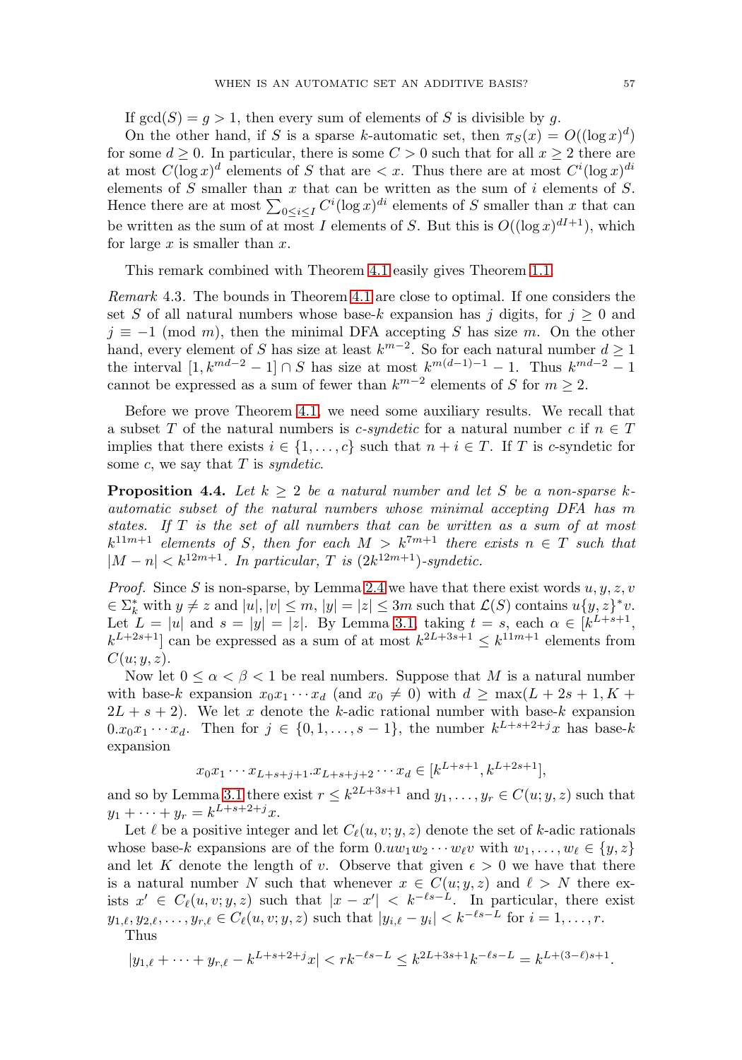If $\gcd(S) = g > 1$, then every sum of elements of $S$ is divisible by $g$.

On the other hand, if $S$ is a sparse $k$-automatic set, then $\pi_S(x) = O((\log x)^d)$ for some $d \geq 0$. In particular, there is some $C > 0$ such that for all $x \geq 2$ there are at most $C(\log x)^d$ elements of $S$ that are $< x$. Thus there are at most $C^i(\log x)^{di}$ elements of $S$ smaller than $x$ that can be written as the sum of $i$ elements of $S$. Hence there are at most $\sum_{0 \leq i \leq I} C^i(\log x)^{di}$ elements of $S$ smaller than $x$ that can be written as the sum of at most $I$ elements of $S$. But this is $O((\log x)^{dI+1})$, which for large $x$ is smaller than $x$.

This remark combined with Theorem 4.1 easily gives Theorem 1.1.

*Remark* 4.3. The bounds in Theorem 4.1 are close to optimal. If one considers the set $S$ of all natural numbers whose base-$k$ expansion has $j$ digits, for $j \geq 0$ and $j \equiv -1 \pmod m$, then the minimal DFA accepting $S$ has size $m$. On the other hand, every element of $S$ has size at least $k^{m-2}$. So for each natural number $d \geq 1$ the interval $[1, k^{md-2} - 1] \cap S$ has size at most $k^{m(d-1)-1} - 1$. Thus $k^{md-2} - 1$ cannot be expressed as a sum of fewer than $k^{m-2}$ elements of $S$ for $m \geq 2$.

Before we prove Theorem 4.1, we need some auxiliary results. We recall that a subset $T$ of the natural numbers is *c-syndetic* for a natural number $c$ if $n \in T$ implies that there exists $i \in \{1, \ldots, c\}$ such that $n + i \in T$. If $T$ is $c$-syndetic for some $c$, we say that $T$ is *syndetic*.

**Proposition 4.4.** *Let $k \geq 2$ be a natural number and let $S$ be a non-sparse $k$-automatic subset of the natural numbers whose minimal accepting DFA has $m$ states. If $T$ is the set of all numbers that can be written as a sum of at most $k^{11m+1}$ elements of $S$, then for each $M > k^{7m+1}$ there exists $n \in T$ such that $|M - n| < k^{12m+1}$. In particular, $T$ is $(2k^{12m+1})$-syndetic.*

*Proof.* Since $S$ is non-sparse, by Lemma 2.4 we have that there exist words $u, y, z, v \in \Sigma_k^*$ with $y \neq z$ and $|u|, |v| \leq m$, $|y| = |z| \leq 3m$ such that $\mathcal{L}(S)$ contains $u\{y, z\}^*v$. Let $L = |u|$ and $s = |y| = |z|$. By Lemma 3.1, taking $t = s$, each $\alpha \in [k^{L+s+1}, k^{L+2s+1}]$ can be expressed as a sum of at most $k^{2L+3s+1} \leq k^{11m+1}$ elements from $C(u; y, z)$.

Now let $0 \leq \alpha < \beta < 1$ be real numbers. Suppose that $M$ is a natural number with base-$k$ expansion $x_0x_1 \cdots x_d$ (and $x_0 \neq 0$) with $d \geq \max(L + 2s + 1, K + 2L + s + 2)$. We let $x$ denote the $k$-adic rational number with base-$k$ expansion $0.x_0x_1 \cdots x_d$. Then for $j \in \{0, 1, \ldots, s-1\}$, the number $k^{L+s+2+j}x$ has base-$k$ expansion

$$x_0x_1 \cdots x_{L+s+j+1}.x_{L+s+j+2} \cdots x_d \in [k^{L+s+1}, k^{L+2s+1}],$$

and so by Lemma 3.1 there exist $r \leq k^{2L+3s+1}$ and $y_1, \ldots, y_r \in C(u; y, z)$ such that $y_1 + \cdots + y_r = k^{L+s+2+j}x$.

Let $\ell$ be a positive integer and let $C_\ell(u, v; y, z)$ denote the set of $k$-adic rationals whose base-$k$ expansions are of the form $0.uw_1w_2 \cdots w_\ell v$ with $w_1, \ldots, w_\ell \in \{y, z\}$ and let $K$ denote the length of $v$. Observe that given $\epsilon > 0$ we have that there is a natural number $N$ such that whenever $x \in C(u; y, z)$ and $\ell > N$ there exists $x' \in C_\ell(u, v; y, z)$ such that $|x - x'| < k^{-\ell s - L}$. In particular, there exist $y_{1,\ell}, y_{2,\ell}, \ldots, y_{r,\ell} \in C_\ell(u, v; y, z)$ such that $|y_{i,\ell} - y_i| < k^{-\ell s - L}$ for $i = 1, \ldots, r$.

Thus

$$|y_{1,\ell} + \cdots + y_{r,\ell} - k^{L+s+2+j}x| < rk^{-\ell s - L} \leq k^{2L+3s+1}k^{-\ell s - L} = k^{L+(3-\ell)s+1}.$$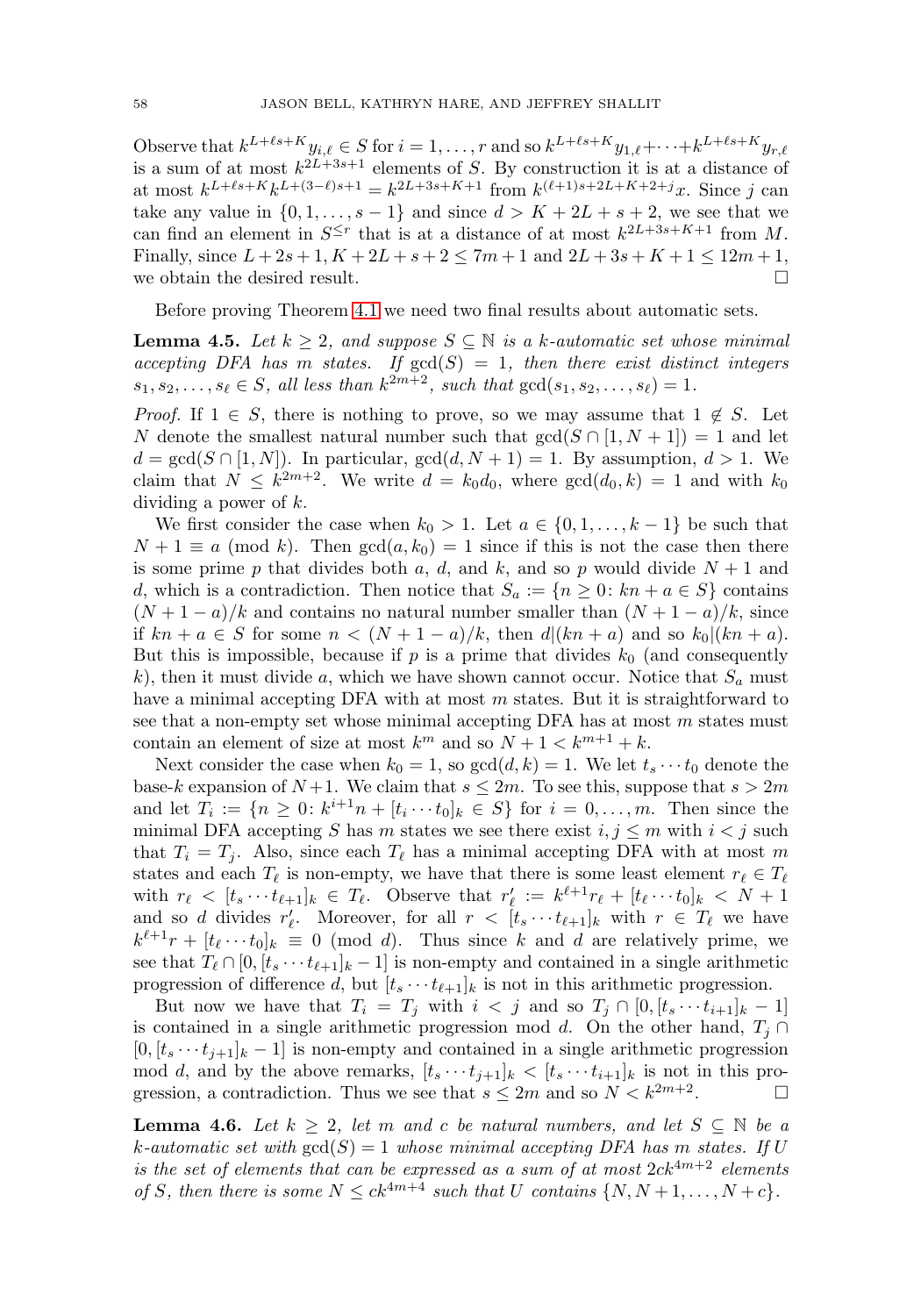Observe that $k^{L+\ell s+K}y_{i,\ell} \in S$ for $i = 1, \ldots, r$ and so $k^{L+\ell s+K}y_{1,\ell}+\cdots+k^{L+\ell s+K}y_{r,\ell}$ is a sum of at most $k^{2L+3s+1}$ elements of $S$. By construction it is at a distance of at most $k^{L+\ell s+K}k^{L+(3-\ell)s+1} = k^{2L+3s+K+1}$ from $k^{(\ell+1)s+2L+K+2+j}x$. Since $j$ can take any value in $\{0, 1, \ldots, s-1\}$ and since $d > K + 2L + s + 2$, we see that we can find an element in $S^{\leq r}$ that is at a distance of at most $k^{2L+3s+K+1}$ from $M$. Finally, since $L + 2s + 1, K + 2L + s + 2 \leq 7m + 1$ and $2L + 3s + K + 1 \leq 12m + 1$, we obtain the desired result. □

Before proving Theorem 4.1 we need two final results about automatic sets.

**Lemma 4.5.** *Let $k \geq 2$, and suppose $S \subseteq \mathbb{N}$ is a $k$-automatic set whose minimal accepting DFA has $m$ states. If $\gcd(S) = 1$, then there exist distinct integers $s_1, s_2, \ldots, s_\ell \in S$, all less than $k^{2m+2}$, such that $\gcd(s_1, s_2, \ldots, s_\ell) = 1$.*

*Proof.* If $1 \in S$, there is nothing to prove, so we may assume that $1 \notin S$. Let $N$ denote the smallest natural number such that $\gcd(S \cap [1, N+1]) = 1$ and let $d = \gcd(S \cap [1, N])$. In particular, $\gcd(d, N+1) = 1$. By assumption, $d > 1$. We claim that $N \leq k^{2m+2}$. We write $d = k_0 d_0$, where $\gcd(d_0, k) = 1$ and with $k_0$ dividing a power of $k$.

We first consider the case when $k_0 > 1$. Let $a \in \{0, 1, \ldots, k-1\}$ be such that $N + 1 \equiv a \pmod{k}$. Then $\gcd(a, k_0) = 1$ since if this is not the case then there is some prime $p$ that divides both $a$, $d$, and $k$, and so $p$ would divide $N + 1$ and $d$, which is a contradiction. Then notice that $S_a := \{n \geq 0 \colon kn + a \in S\}$ contains $(N + 1 - a)/k$ and contains no natural number smaller than $(N + 1 - a)/k$, since if $kn + a \in S$ for some $n < (N + 1 - a)/k$, then $d|(kn + a)$ and so $k_0|(kn + a)$. But this is impossible, because if $p$ is a prime that divides $k_0$ (and consequently $k$), then it must divide $a$, which we have shown cannot occur. Notice that $S_a$ must have a minimal accepting DFA with at most $m$ states. But it is straightforward to see that a non-empty set whose minimal accepting DFA has at most $m$ states must contain an element of size at most $k^m$ and so $N + 1 < k^{m+1} + k$.

Next consider the case when $k_0 = 1$, so $\gcd(d, k) = 1$. We let $t_s \cdots t_0$ denote the base-$k$ expansion of $N+1$. We claim that $s \leq 2m$. To see this, suppose that $s > 2m$ and let $T_i := \{n \geq 0 \colon k^{i+1}n + [t_i \cdots t_0]_k \in S\}$ for $i = 0, \ldots, m$. Then since the minimal DFA accepting $S$ has $m$ states we see there exist $i, j \leq m$ with $i < j$ such that $T_i = T_j$. Also, since each $T_\ell$ has a minimal accepting DFA with at most $m$ states and each $T_\ell$ is non-empty, we have that there is some least element $r_\ell \in T_\ell$ with $r_\ell < [t_s \cdots t_{\ell+1}]_k \in T_\ell$. Observe that $r'_\ell := k^{\ell+1}r_\ell + [t_\ell \cdots t_0]_k < N + 1$ and so $d$ divides $r'_\ell$. Moreover, for all $r < [t_s \cdots t_{\ell+1}]_k$ with $r \in T_\ell$ we have $k^{\ell+1}r + [t_\ell \cdots t_0]_k \equiv 0 \pmod{d}$. Thus since $k$ and $d$ are relatively prime, we see that $T_\ell \cap [0, [t_s \cdots t_{\ell+1}]_k - 1]$ is non-empty and contained in a single arithmetic progression of difference $d$, but $[t_s \cdots t_{\ell+1}]_k$ is not in this arithmetic progression.

But now we have that $T_i = T_j$ with $i < j$ and so $T_j \cap [0, [t_s \cdots t_{i+1}]_k - 1]$ is contained in a single arithmetic progression mod $d$. On the other hand, $T_j \cap [0, [t_s \cdots t_{j+1}]_k - 1]$ is non-empty and contained in a single arithmetic progression mod $d$, and by the above remarks, $[t_s \cdots t_{j+1}]_k < [t_s \cdots t_{i+1}]_k$ is not in this progression, a contradiction. Thus we see that $s \leq 2m$ and so $N < k^{2m+2}$. □

**Lemma 4.6.** *Let $k \geq 2$, let $m$ and $c$ be natural numbers, and let $S \subseteq \mathbb{N}$ be a $k$-automatic set with $\gcd(S) = 1$ whose minimal accepting DFA has $m$ states. If $U$ is the set of elements that can be expressed as a sum of at most $2ck^{4m+2}$ elements of $S$, then there is some $N \leq ck^{4m+4}$ such that $U$ contains $\{N, N+1, \ldots, N+c\}$.*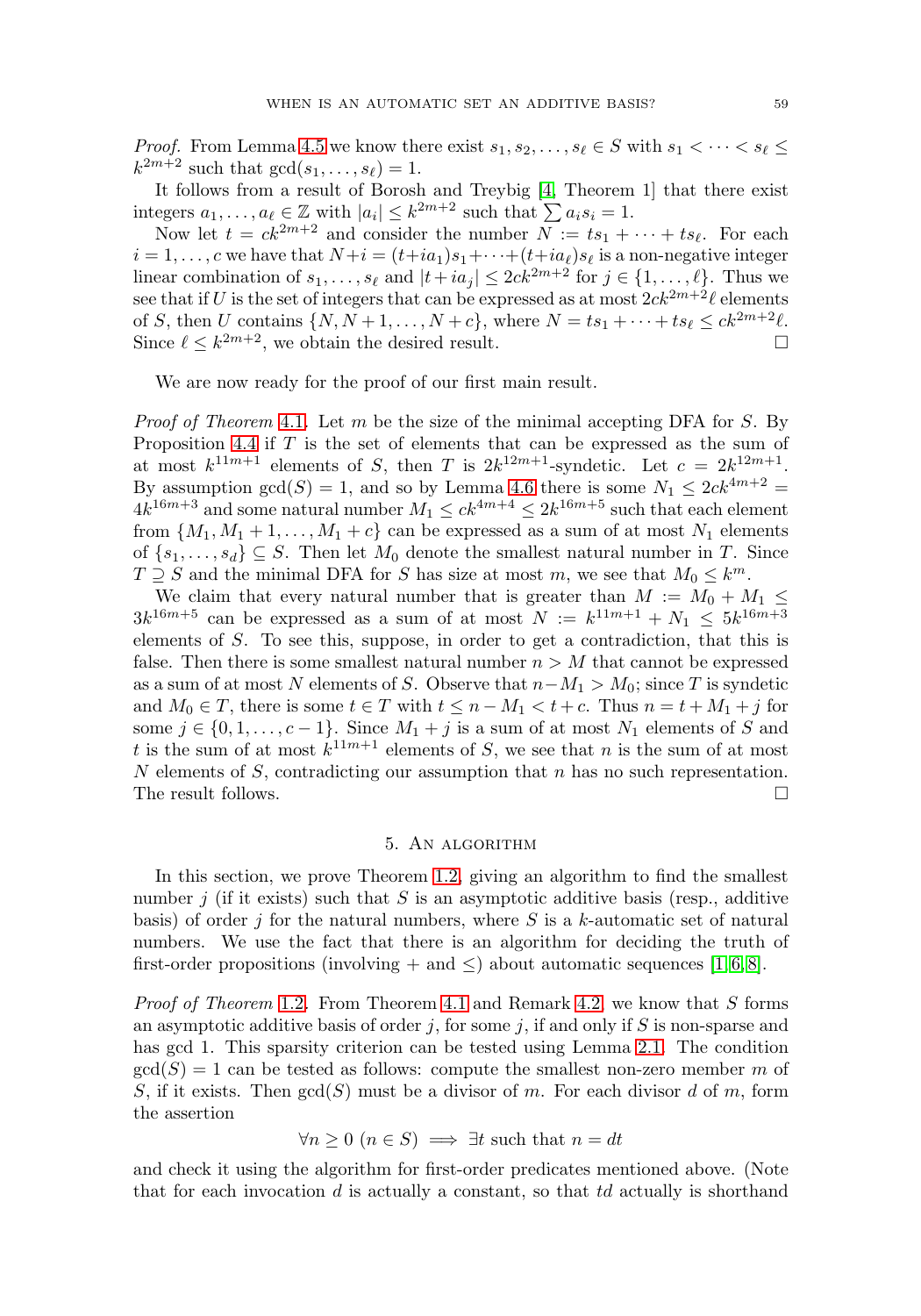*Proof.* From Lemma 4.5 we know there exist $s_1, s_2, \ldots, s_\ell \in S$ with $s_1 < \cdots < s_\ell \leq k^{2m+2}$ such that $\gcd(s_1, \ldots, s_\ell) = 1$.

It follows from a result of Borosh and Treybig [4, Theorem 1] that there exist integers $a_1, \ldots, a_\ell \in \mathbb{Z}$ with $|a_i| \leq k^{2m+2}$ such that $\sum a_i s_i = 1$.

Now let $t = ck^{2m+2}$ and consider the number $N := ts_1 + \cdots + ts_\ell$. For each $i = 1, \ldots, c$ we have that $N + i = (t+ia_1)s_1 + \cdots + (t+ia_\ell)s_\ell$ is a non-negative integer linear combination of $s_1, \ldots, s_\ell$ and $|t + ia_j| \leq 2ck^{2m+2}$ for $j \in \{1, \ldots, \ell\}$. Thus we see that if $U$ is the set of integers that can be expressed as at most $2ck^{2m+2}\ell$ elements of $S$, then $U$ contains $\{N, N+1, \ldots, N+c\}$, where $N = ts_1 + \cdots + ts_\ell \leq ck^{2m+2}\ell$. Since $\ell \leq k^{2m+2}$, we obtain the desired result. $\square$

We are now ready for the proof of our first main result.

*Proof of Theorem* 4.1. Let $m$ be the size of the minimal accepting DFA for $S$. By Proposition 4.4 if $T$ is the set of elements that can be expressed as the sum of at most $k^{11m+1}$ elements of $S$, then $T$ is $2k^{12m+1}$-syndetic. Let $c = 2k^{12m+1}$. By assumption $\gcd(S) = 1$, and so by Lemma 4.6 there is some $N_1 \leq 2ck^{4m+2} = 4k^{16m+3}$ and some natural number $M_1 \leq ck^{4m+4} \leq 2k^{16m+5}$ such that each element from $\{M_1, M_1+1, \ldots, M_1+c\}$ can be expressed as a sum of at most $N_1$ elements of $\{s_1, \ldots, s_d\} \subseteq S$. Then let $M_0$ denote the smallest natural number in $T$. Since $T \supseteq S$ and the minimal DFA for $S$ has size at most $m$, we see that $M_0 \leq k^m$.

We claim that every natural number that is greater than $M := M_0 + M_1 \leq 3k^{16m+5}$ can be expressed as a sum of at most $N := k^{11m+1} + N_1 \leq 5k^{16m+3}$ elements of $S$. To see this, suppose, in order to get a contradiction, that this is false. Then there is some smallest natural number $n > M$ that cannot be expressed as a sum of at most $N$ elements of $S$. Observe that $n - M_1 > M_0$; since $T$ is syndetic and $M_0 \in T$, there is some $t \in T$ with $t \leq n - M_1 < t + c$. Thus $n = t + M_1 + j$ for some $j \in \{0, 1, \ldots, c-1\}$. Since $M_1 + j$ is a sum of at most $N_1$ elements of $S$ and $t$ is the sum of at most $k^{11m+1}$ elements of $S$, we see that $n$ is the sum of at most $N$ elements of $S$, contradicting our assumption that $n$ has no such representation. The result follows. $\square$

## 5. An algorithm

In this section, we prove Theorem 1.2, giving an algorithm to find the smallest number $j$ (if it exists) such that $S$ is an asymptotic additive basis (resp., additive basis) of order $j$ for the natural numbers, where $S$ is a $k$-automatic set of natural numbers. We use the fact that there is an algorithm for deciding the truth of first-order propositions (involving $+$ and $\leq$) about automatic sequences [1, 6, 8].

*Proof of Theorem* 1.2. From Theorem 4.1 and Remark 4.2, we know that $S$ forms an asymptotic additive basis of order $j$, for some $j$, if and only if $S$ is non-sparse and has gcd 1. This sparsity criterion can be tested using Lemma 2.1. The condition $\gcd(S) = 1$ can be tested as follows: compute the smallest non-zero member $m$ of $S$, if it exists. Then $\gcd(S)$ must be a divisor of $m$. For each divisor $d$ of $m$, form the assertion

$$\forall n \geq 0 \; (n \in S) \implies \exists t \text{ such that } n = dt$$

and check it using the algorithm for first-order predicates mentioned above. (Note that for each invocation $d$ is actually a constant, so that $td$ actually is shorthand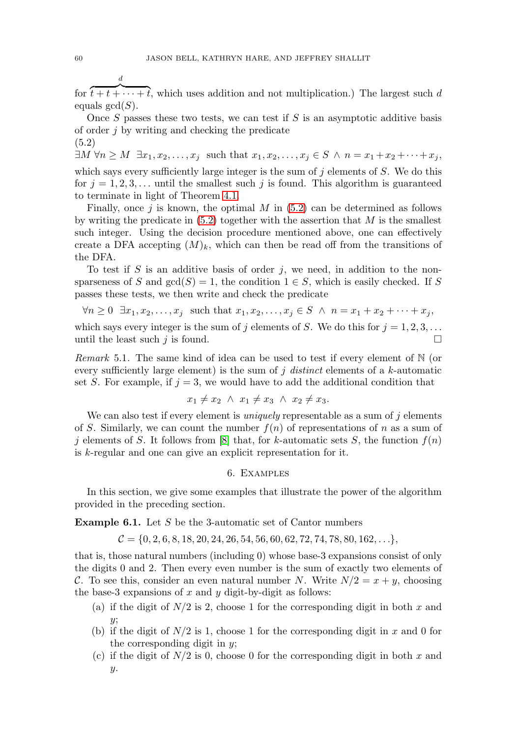for $\overbrace{t + t + \cdots + t}^{d}$, which uses addition and not multiplication.) The largest such $d$ equals $\gcd(S)$.

Once $S$ passes these two tests, we can test if $S$ is an asymptotic additive basis of order $j$ by writing and checking the predicate

(5.2)
$$\exists M \; \forall n \geq M \;\; \exists x_1, x_2, \ldots, x_j \;\; \text{such that } x_1, x_2, \ldots, x_j \in S \; \wedge \; n = x_1 + x_2 + \cdots + x_j,$$

which says every sufficiently large integer is the sum of $j$ elements of $S$. We do this for $j = 1, 2, 3, \ldots$ until the smallest such $j$ is found. This algorithm is guaranteed to terminate in light of Theorem 4.1.

Finally, once $j$ is known, the optimal $M$ in (5.2) can be determined as follows by writing the predicate in (5.2) together with the assertion that $M$ is the smallest such integer. Using the decision procedure mentioned above, one can effectively create a DFA accepting $(M)_k$, which can then be read off from the transitions of the DFA.

To test if $S$ is an additive basis of order $j$, we need, in addition to the non-sparseness of $S$ and $\gcd(S) = 1$, the condition $1 \in S$, which is easily checked. If $S$ passes these tests, we then write and check the predicate

$$\forall n \geq 0 \;\; \exists x_1, x_2, \ldots, x_j \;\; \text{such that } x_1, x_2, \ldots, x_j \in S \; \wedge \; n = x_1 + x_2 + \cdots + x_j,$$

which says every integer is the sum of $j$ elements of $S$. We do this for $j = 1, 2, 3, \ldots$ until the least such $j$ is found. □

*Remark* 5.1. The same kind of idea can be used to test if every element of $\mathbb{N}$ (or every sufficiently large element) is the sum of $j$ *distinct* elements of a $k$-automatic set $S$. For example, if $j = 3$, we would have to add the additional condition that

$$x_1 \neq x_2 \; \wedge \; x_1 \neq x_3 \; \wedge \; x_2 \neq x_3.$$

We can also test if every element is *uniquely* representable as a sum of $j$ elements of $S$. Similarly, we can count the number $f(n)$ of representations of $n$ as a sum of $j$ elements of $S$. It follows from [8] that, for $k$-automatic sets $S$, the function $f(n)$ is $k$-regular and one can give an explicit representation for it.

## 6. Examples

In this section, we give some examples that illustrate the power of the algorithm provided in the preceding section.

**Example 6.1.** Let $S$ be the 3-automatic set of Cantor numbers

$$\mathcal{C} = \{0, 2, 6, 8, 18, 20, 24, 26, 54, 56, 60, 62, 72, 74, 78, 80, 162, \ldots\},$$

that is, those natural numbers (including 0) whose base-3 expansions consist of only the digits 0 and 2. Then every even number is the sum of exactly two elements of $\mathcal{C}$. To see this, consider an even natural number $N$. Write $N/2 = x + y$, choosing the base-3 expansions of $x$ and $y$ digit-by-digit as follows:

(a) if the digit of $N/2$ is 2, choose 1 for the corresponding digit in both $x$ and $y$;
(b) if the digit of $N/2$ is 1, choose 1 for the corresponding digit in $x$ and 0 for the corresponding digit in $y$;
(c) if the digit of $N/2$ is 0, choose 0 for the corresponding digit in both $x$ and $y$.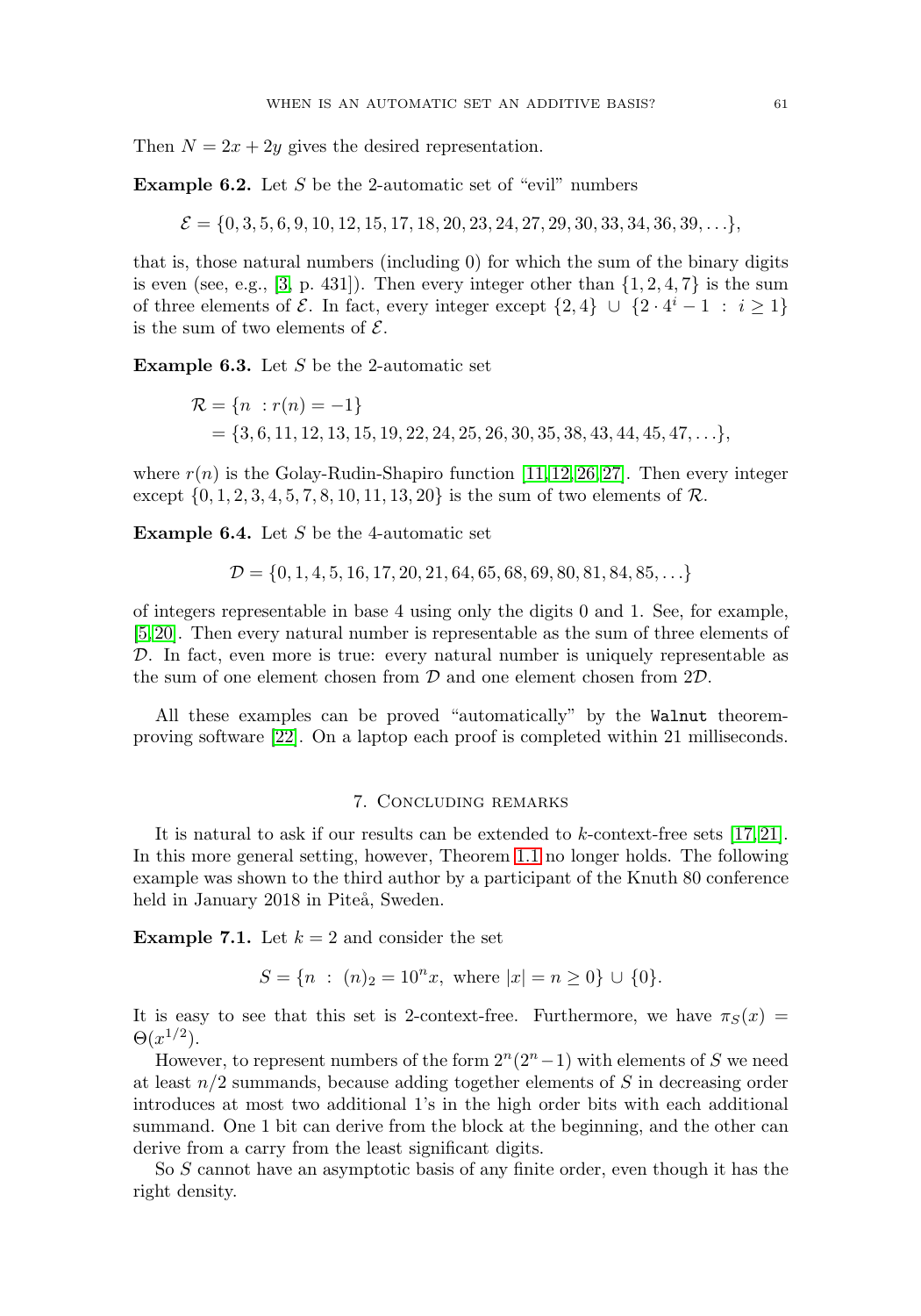Then $N = 2x + 2y$ gives the desired representation.

**Example 6.2.** Let $S$ be the 2-automatic set of "evil" numbers

$$\mathcal{E} = \{0, 3, 5, 6, 9, 10, 12, 15, 17, 18, 20, 23, 24, 27, 29, 30, 33, 34, 36, 39, \ldots\},$$

that is, those natural numbers (including 0) for which the sum of the binary digits is even (see, e.g., [3, p. 431]). Then every integer other than $\{1, 2, 4, 7\}$ is the sum of three elements of $\mathcal{E}$. In fact, every integer except $\{2, 4\} \cup \{2 \cdot 4^i - 1 \ : \ i \geq 1\}$ is the sum of two elements of $\mathcal{E}$.

**Example 6.3.** Let $S$ be the 2-automatic set

$$\begin{aligned} \mathcal{R} &= \{n \ : r(n) = -1\} \\ &= \{3, 6, 11, 12, 13, 15, 19, 22, 24, 25, 26, 30, 35, 38, 43, 44, 45, 47, \ldots\}, \end{aligned}$$

where $r(n)$ is the Golay-Rudin-Shapiro function [11, 12, 26, 27]. Then every integer except $\{0, 1, 2, 3, 4, 5, 7, 8, 10, 11, 13, 20\}$ is the sum of two elements of $\mathcal{R}$.

**Example 6.4.** Let $S$ be the 4-automatic set

$$\mathcal{D} = \{0, 1, 4, 5, 16, 17, 20, 21, 64, 65, 68, 69, 80, 81, 84, 85, \ldots\}$$

of integers representable in base 4 using only the digits 0 and 1. See, for example, [5, 20]. Then every natural number is representable as the sum of three elements of $\mathcal{D}$. In fact, even more is true: every natural number is uniquely representable as the sum of one element chosen from $\mathcal{D}$ and one element chosen from $2\mathcal{D}$.

All these examples can be proved "automatically" by the `Walnut` theorem-proving software [22]. On a laptop each proof is completed within 21 milliseconds.

## 7. Concluding remarks

It is natural to ask if our results can be extended to $k$-context-free sets [17, 21]. In this more general setting, however, Theorem 1.1 no longer holds. The following example was shown to the third author by a participant of the Knuth 80 conference held in January 2018 in Piteå, Sweden.

**Example 7.1.** Let $k = 2$ and consider the set

$$S = \{n \ : \ (n)_2 = 10^n x, \text{ where } |x| = n \geq 0\} \cup \{0\}.$$

It is easy to see that this set is 2-context-free. Furthermore, we have $\pi_S(x) = \Theta(x^{1/2})$.

However, to represent numbers of the form $2^n(2^n - 1)$ with elements of $S$ we need at least $n/2$ summands, because adding together elements of $S$ in decreasing order introduces at most two additional 1's in the high order bits with each additional summand. One 1 bit can derive from the block at the beginning, and the other can derive from a carry from the least significant digits.

So $S$ cannot have an asymptotic basis of any finite order, even though it has the right density.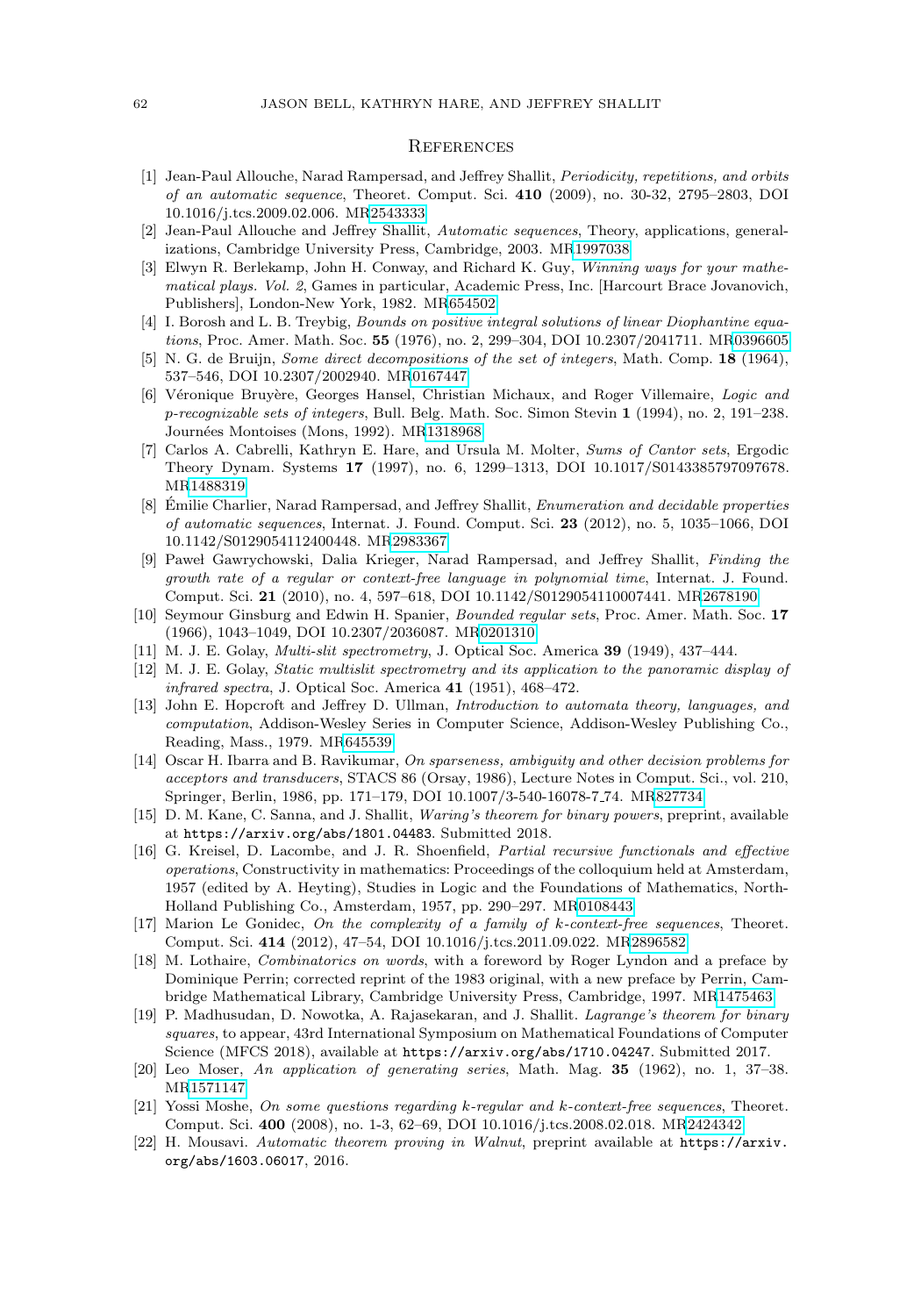## References

[1] Jean-Paul Allouche, Narad Rampersad, and Jeffrey Shallit, *Periodicity, repetitions, and orbits of an automatic sequence*, Theoret. Comput. Sci. **410** (2009), no. 30-32, 2795–2803, DOI 10.1016/j.tcs.2009.02.006. MR2543333

[2] Jean-Paul Allouche and Jeffrey Shallit, *Automatic sequences*, Theory, applications, generalizations, Cambridge University Press, Cambridge, 2003. MR1997038

[3] Elwyn R. Berlekamp, John H. Conway, and Richard K. Guy, *Winning ways for your mathematical plays. Vol. 2*, Games in particular, Academic Press, Inc. [Harcourt Brace Jovanovich, Publishers], London-New York, 1982. MR654502

[4] I. Borosh and L. B. Treybig, *Bounds on positive integral solutions of linear Diophantine equations*, Proc. Amer. Math. Soc. **55** (1976), no. 2, 299–304, DOI 10.2307/2041711. MR0396605

[5] N. G. de Bruijn, *Some direct decompositions of the set of integers*, Math. Comp. **18** (1964), 537–546, DOI 10.2307/2002940. MR0167447

[6] Véronique Bruyère, Georges Hansel, Christian Michaux, and Roger Villemaire, *Logic and p-recognizable sets of integers*, Bull. Belg. Math. Soc. Simon Stevin **1** (1994), no. 2, 191–238. Journées Montoises (Mons, 1992). MR1318968

[7] Carlos A. Cabrelli, Kathryn E. Hare, and Ursula M. Molter, *Sums of Cantor sets*, Ergodic Theory Dynam. Systems **17** (1997), no. 6, 1299–1313, DOI 10.1017/S0143385797097678. MR1488319

[8] Émilie Charlier, Narad Rampersad, and Jeffrey Shallit, *Enumeration and decidable properties of automatic sequences*, Internat. J. Found. Comput. Sci. **23** (2012), no. 5, 1035–1066, DOI 10.1142/S0129054112400448. MR2983367

[9] Paweł Gawrychowski, Dalia Krieger, Narad Rampersad, and Jeffrey Shallit, *Finding the growth rate of a regular or context-free language in polynomial time*, Internat. J. Found. Comput. Sci. **21** (2010), no. 4, 597–618, DOI 10.1142/S0129054110007441. MR2678190

[10] Seymour Ginsburg and Edwin H. Spanier, *Bounded regular sets*, Proc. Amer. Math. Soc. **17** (1966), 1043–1049, DOI 10.2307/2036087. MR0201310

[11] M. J. E. Golay, *Multi-slit spectrometry*, J. Optical Soc. America **39** (1949), 437–444.

[12] M. J. E. Golay, *Static multislit spectrometry and its application to the panoramic display of infrared spectra*, J. Optical Soc. America **41** (1951), 468–472.

[13] John E. Hopcroft and Jeffrey D. Ullman, *Introduction to automata theory, languages, and computation*, Addison-Wesley Series in Computer Science, Addison-Wesley Publishing Co., Reading, Mass., 1979. MR645539

[14] Oscar H. Ibarra and B. Ravikumar, *On sparseness, ambiguity and other decision problems for acceptors and transducers*, STACS 86 (Orsay, 1986), Lecture Notes in Comput. Sci., vol. 210, Springer, Berlin, 1986, pp. 171–179, DOI 10.1007/3-540-16078-7_74. MR827734

[15] D. M. Kane, C. Sanna, and J. Shallit, *Waring's theorem for binary powers*, preprint, available at `https://arxiv.org/abs/1801.04483`. Submitted 2018.

[16] G. Kreisel, D. Lacombe, and J. R. Shoenfield, *Partial recursive functionals and effective operations*, Constructivity in mathematics: Proceedings of the colloquium held at Amsterdam, 1957 (edited by A. Heyting), Studies in Logic and the Foundations of Mathematics, North-Holland Publishing Co., Amsterdam, 1957, pp. 290–297. MR0108443

[17] Marion Le Gonidec, *On the complexity of a family of k-context-free sequences*, Theoret. Comput. Sci. **414** (2012), 47–54, DOI 10.1016/j.tcs.2011.09.022. MR2896582

[18] M. Lothaire, *Combinatorics on words*, with a foreword by Roger Lyndon and a preface by Dominique Perrin; corrected reprint of the 1983 original, with a new preface by Perrin, Cambridge Mathematical Library, Cambridge University Press, Cambridge, 1997. MR1475463

[19] P. Madhusudan, D. Nowotka, A. Rajasekaran, and J. Shallit. *Lagrange's theorem for binary squares*, to appear, 43rd International Symposium on Mathematical Foundations of Computer Science (MFCS 2018), available at `https://arxiv.org/abs/1710.04247`. Submitted 2017.

[20] Leo Moser, *An application of generating series*, Math. Mag. **35** (1962), no. 1, 37–38. MR1571147

[21] Yossi Moshe, *On some questions regarding k-regular and k-context-free sequences*, Theoret. Comput. Sci. **400** (2008), no. 1-3, 62–69, DOI 10.1016/j.tcs.2008.02.018. MR2424342

[22] H. Mousavi. *Automatic theorem proving in Walnut*, preprint available at `https://arxiv.org/abs/1603.06017`, 2016.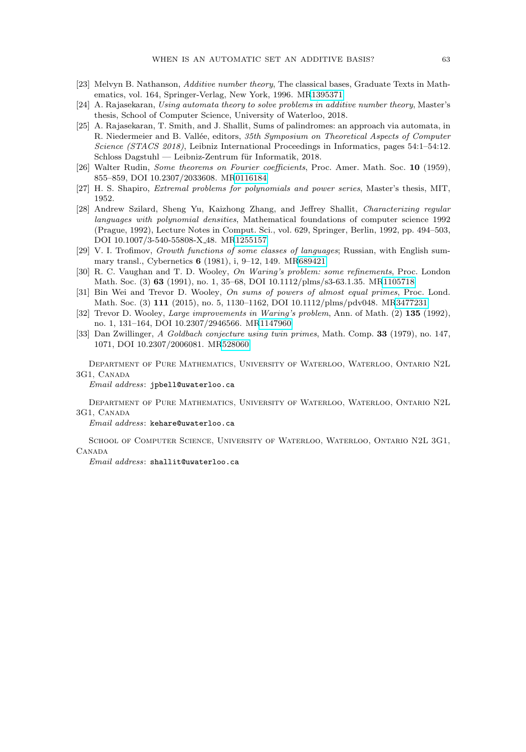[23] Melvyn B. Nathanson, *Additive number theory*, The classical bases, Graduate Texts in Mathematics, vol. 164, Springer-Verlag, New York, 1996. MR1395371

[24] A. Rajasekaran, *Using automata theory to solve problems in additive number theory*, Master's thesis, School of Computer Science, University of Waterloo, 2018.

[25] A. Rajasekaran, T. Smith, and J. Shallit, Sums of palindromes: an approach via automata, in R. Niedermeier and B. Vallée, editors, *35th Symposium on Theoretical Aspects of Computer Science (STACS 2018)*, Leibniz International Proceedings in Informatics, pages 54:1–54:12. Schloss Dagstuhl — Leibniz-Zentrum für Informatik, 2018.

[26] Walter Rudin, *Some theorems on Fourier coefficients*, Proc. Amer. Math. Soc. **10** (1959), 855–859, DOI 10.2307/2033608. MR0116184

[27] H. S. Shapiro, *Extremal problems for polynomials and power series*, Master's thesis, MIT, 1952.

[28] Andrew Szilard, Sheng Yu, Kaizhong Zhang, and Jeffrey Shallit, *Characterizing regular languages with polynomial densities*, Mathematical foundations of computer science 1992 (Prague, 1992), Lecture Notes in Comput. Sci., vol. 629, Springer, Berlin, 1992, pp. 494–503, DOI 10.1007/3-540-55808-X_48. MR1255157

[29] V. I. Trofimov, *Growth functions of some classes of languages*; Russian, with English summary transl., Cybernetics **6** (1981), i, 9–12, 149. MR689421

[30] R. C. Vaughan and T. D. Wooley, *On Waring's problem: some refinements*, Proc. London Math. Soc. (3) **63** (1991), no. 1, 35–68, DOI 10.1112/plms/s3-63.1.35. MR1105718

[31] Bin Wei and Trevor D. Wooley, *On sums of powers of almost equal primes*, Proc. Lond. Math. Soc. (3) **111** (2015), no. 5, 1130–1162, DOI 10.1112/plms/pdv048. MR3477231

[32] Trevor D. Wooley, *Large improvements in Waring's problem*, Ann. of Math. (2) **135** (1992), no. 1, 131–164, DOI 10.2307/2946566. MR1147960

[33] Dan Zwillinger, *A Goldbach conjecture using twin primes*, Math. Comp. **33** (1979), no. 147, 1071, DOI 10.2307/2006081. MR528060

Department of Pure Mathematics, University of Waterloo, Waterloo, Ontario N2L 3G1, Canada

*Email address*: `jpbell@uwaterloo.ca`

Department of Pure Mathematics, University of Waterloo, Waterloo, Ontario N2L 3G1, Canada

*Email address*: `kehare@uwaterloo.ca`

School of Computer Science, University of Waterloo, Waterloo, Ontario N2L 3G1, Canada

*Email address*: `shallit@uwaterloo.ca`